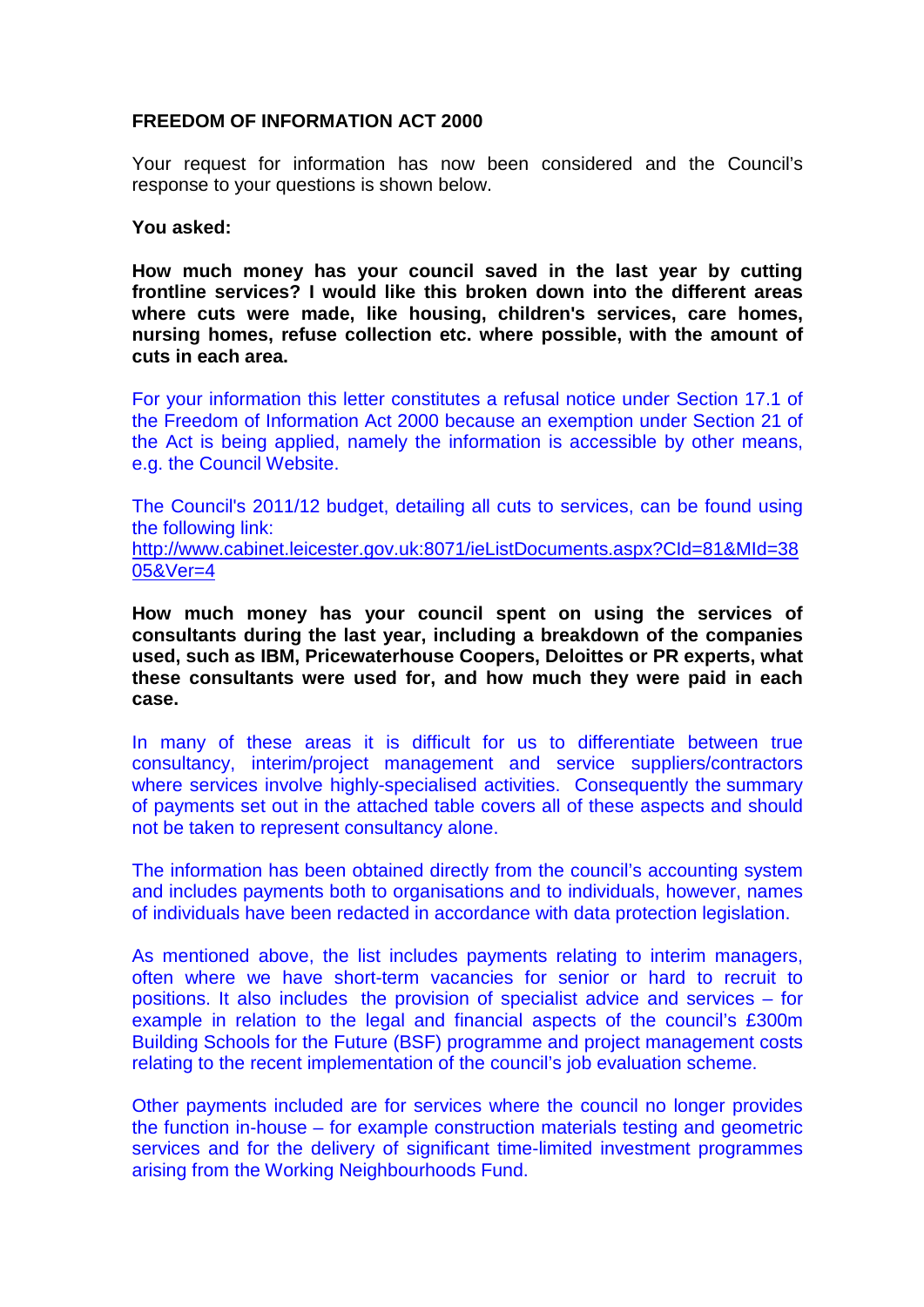**FREEDOM OF INFORMATION ACT 2000**

Your request for information has now been considered and the Council's response to your questions is shown below.

**You asked:**

**How much money has your council saved in the last year by cutting frontline services? I would like this broken down into the different areas where cuts were made, like housing, children's services, care homes, nursing homes, refuse collection etc. where possible, with the amount of cuts in each area.**

For your information this letter constitutes a refusal notice under Section 17.1 of the Freedom of Information Act 2000 because an exemption under Section 21 of the Act is being applied, namely the information is accessible by other means, e.g. the Council Website.

The Council's 2011/12 budget, detailing all cuts to services, can be found using the following link:
http://www.cabinet.leicester.gov.uk:8071/ieListDocuments.aspx?CId=81&MId=3805&Ver=4

**How much money has your council spent on using the services of consultants during the last year, including a breakdown of the companies used, such as IBM, Pricewaterhouse Coopers, Deloittes or PR experts, what these consultants were used for, and how much they were paid in each case.**

In many of these areas it is difficult for us to differentiate between true consultancy, interim/project management and service suppliers/contractors where services involve highly-specialised activities. Consequently the summary of payments set out in the attached table covers all of these aspects and should not be taken to represent consultancy alone.

The information has been obtained directly from the council's accounting system and includes payments both to organisations and to individuals, however, names of individuals have been redacted in accordance with data protection legislation.

As mentioned above, the list includes payments relating to interim managers, often where we have short-term vacancies for senior or hard to recruit to positions. It also includes the provision of specialist advice and services – for example in relation to the legal and financial aspects of the council's £300m Building Schools for the Future (BSF) programme and project management costs relating to the recent implementation of the council's job evaluation scheme.

Other payments included are for services where the council no longer provides the function in-house – for example construction materials testing and geometric services and for the delivery of significant time-limited investment programmes arising from the Working Neighbourhoods Fund.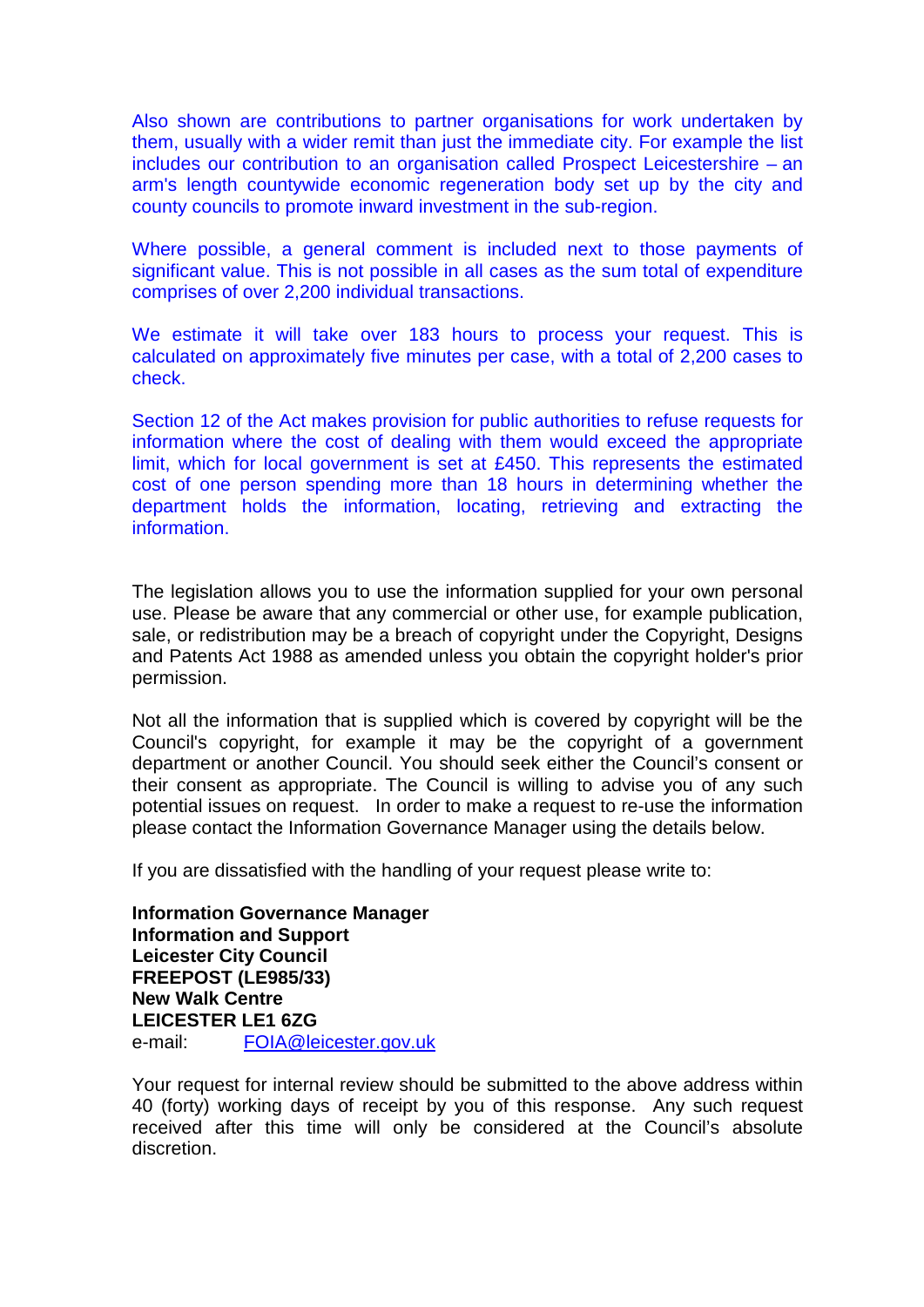Also shown are contributions to partner organisations for work undertaken by them, usually with a wider remit than just the immediate city. For example the list includes our contribution to an organisation called Prospect Leicestershire – an arm's length countywide economic regeneration body set up by the city and county councils to promote inward investment in the sub-region.

Where possible, a general comment is included next to those payments of significant value. This is not possible in all cases as the sum total of expenditure comprises of over 2,200 individual transactions.

We estimate it will take over 183 hours to process your request. This is calculated on approximately five minutes per case, with a total of 2,200 cases to check.

Section 12 of the Act makes provision for public authorities to refuse requests for information where the cost of dealing with them would exceed the appropriate limit, which for local government is set at £450. This represents the estimated cost of one person spending more than 18 hours in determining whether the department holds the information, locating, retrieving and extracting the information.

The legislation allows you to use the information supplied for your own personal use. Please be aware that any commercial or other use, for example publication, sale, or redistribution may be a breach of copyright under the Copyright, Designs and Patents Act 1988 as amended unless you obtain the copyright holder's prior permission.

Not all the information that is supplied which is covered by copyright will be the Council's copyright, for example it may be the copyright of a government department or another Council. You should seek either the Council's consent or their consent as appropriate. The Council is willing to advise you of any such potential issues on request. In order to make a request to re-use the information please contact the Information Governance Manager using the details below.

If you are dissatisfied with the handling of your request please write to:

**Information Governance Manager**
**Information and Support**
**Leicester City Council**
**FREEPOST (LE985/33)**
**New Walk Centre**
**LEICESTER LE1 6ZG**
e-mail: FOIA@leicester.gov.uk

Your request for internal review should be submitted to the above address within 40 (forty) working days of receipt by you of this response. Any such request received after this time will only be considered at the Council's absolute discretion.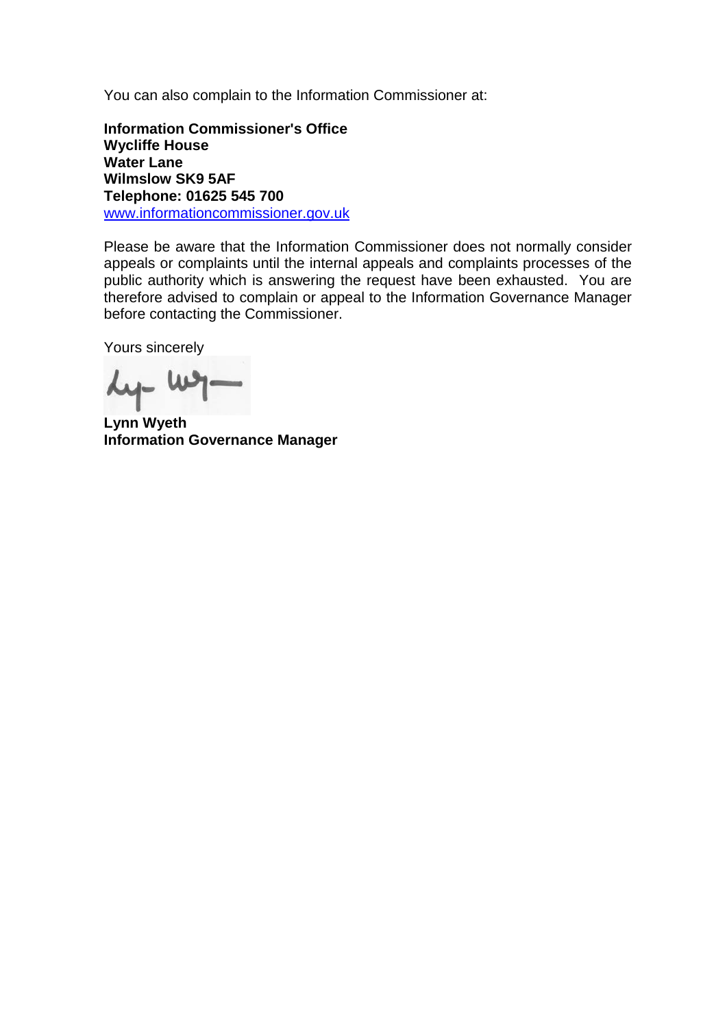You can also complain to the Information Commissioner at:

**Information Commissioner's Office**
**Wycliffe House**
**Water Lane**
**Wilmslow SK9 5AF**
**Telephone: 01625 545 700**
www.informationcommissioner.gov.uk

Please be aware that the Information Commissioner does not normally consider appeals or complaints until the internal appeals and complaints processes of the public authority which is answering the request have been exhausted. You are therefore advised to complain or appeal to the Information Governance Manager before contacting the Commissioner.

Yours sincerely

**Lynn Wyeth**
**Information Governance Manager**